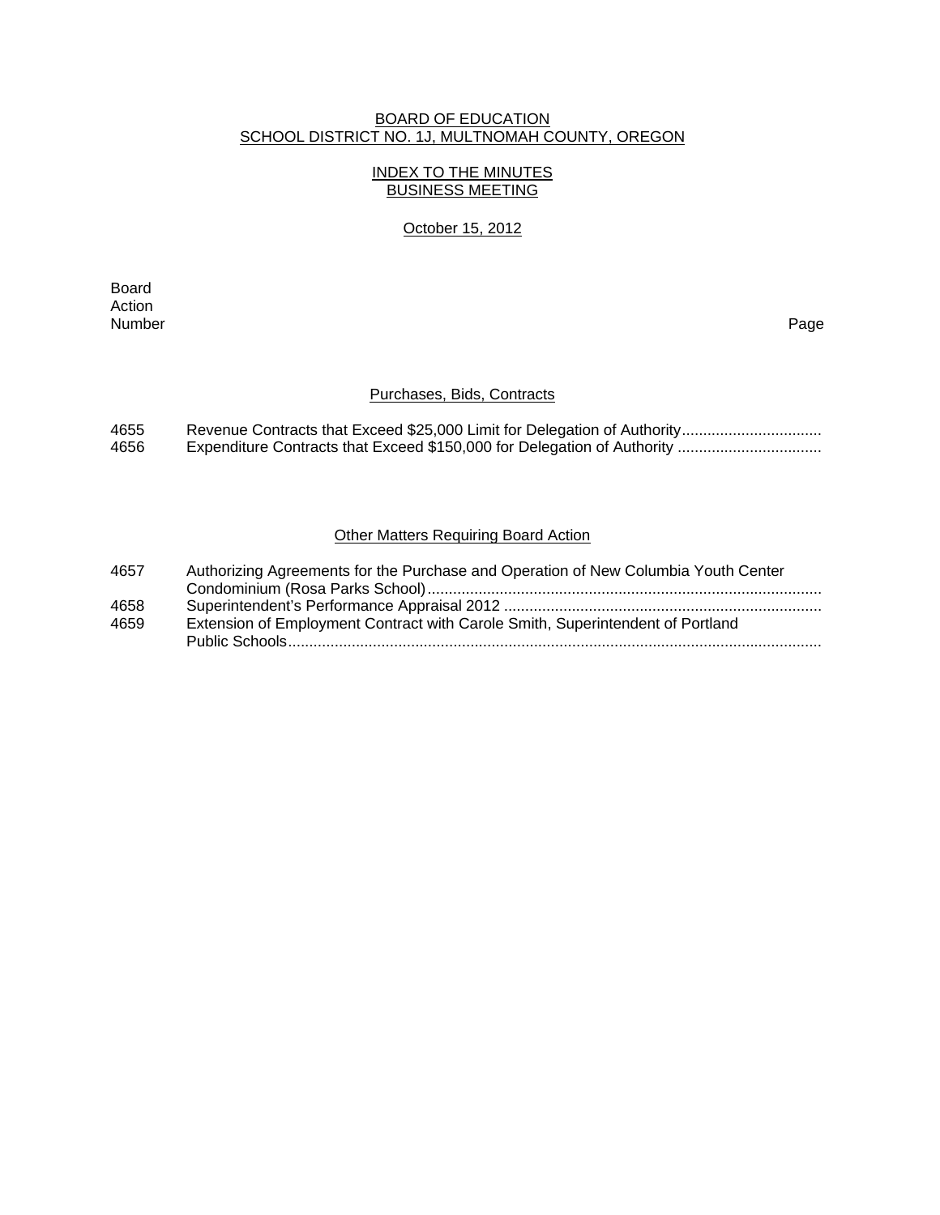# BOARD OF EDUCATION
# SCHOOL DISTRICT NO. 1J, MULTNOMAH COUNTY, OREGON

## INDEX TO THE MINUTES
## BUSINESS MEETING

October 15, 2012

| Board Action Number | | Page |
|---|---|---|
| | **Purchases, Bids, Contracts** | |
| 4655 | Revenue Contracts that Exceed $25,000 Limit for Delegation of Authority | |
| 4656 | Expenditure Contracts that Exceed $150,000 for Delegation of Authority | |
| | **Other Matters Requiring Board Action** | |
| 4657 | Authorizing Agreements for the Purchase and Operation of New Columbia Youth Center Condominium (Rosa Parks School) | |
| 4658 | Superintendent's Performance Appraisal 2012 | |
| 4659 | Extension of Employment Contract with Carole Smith, Superintendent of Portland Public Schools | |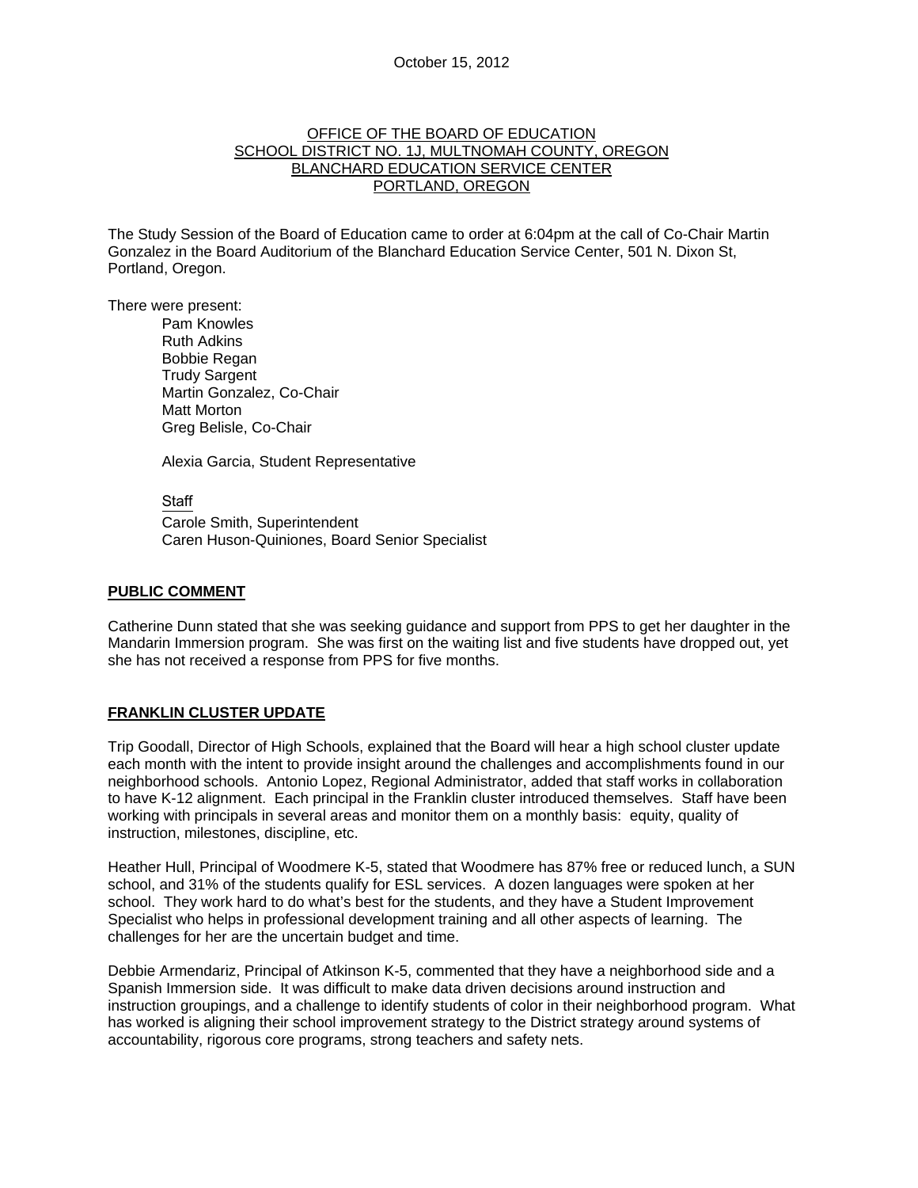October 15, 2012

OFFICE OF THE BOARD OF EDUCATION
SCHOOL DISTRICT NO. 1J, MULTNOMAH COUNTY, OREGON
BLANCHARD EDUCATION SERVICE CENTER
PORTLAND, OREGON

The Study Session of the Board of Education came to order at 6:04pm at the call of Co-Chair Martin Gonzalez in the Board Auditorium of the Blanchard Education Service Center, 501 N. Dixon St, Portland, Oregon.

There were present:

Pam Knowles
Ruth Adkins
Bobbie Regan
Trudy Sargent
Martin Gonzalez, Co-Chair
Matt Morton
Greg Belisle, Co-Chair

Alexia Garcia, Student Representative

Staff
Carole Smith, Superintendent
Caren Huson-Quiniones, Board Senior Specialist

**PUBLIC COMMENT**

Catherine Dunn stated that she was seeking guidance and support from PPS to get her daughter in the Mandarin Immersion program. She was first on the waiting list and five students have dropped out, yet she has not received a response from PPS for five months.

**FRANKLIN CLUSTER UPDATE**

Trip Goodall, Director of High Schools, explained that the Board will hear a high school cluster update each month with the intent to provide insight around the challenges and accomplishments found in our neighborhood schools. Antonio Lopez, Regional Administrator, added that staff works in collaboration to have K-12 alignment. Each principal in the Franklin cluster introduced themselves. Staff have been working with principals in several areas and monitor them on a monthly basis: equity, quality of instruction, milestones, discipline, etc.

Heather Hull, Principal of Woodmere K-5, stated that Woodmere has 87% free or reduced lunch, a SUN school, and 31% of the students qualify for ESL services. A dozen languages were spoken at her school. They work hard to do what's best for the students, and they have a Student Improvement Specialist who helps in professional development training and all other aspects of learning. The challenges for her are the uncertain budget and time.

Debbie Armendariz, Principal of Atkinson K-5, commented that they have a neighborhood side and a Spanish Immersion side. It was difficult to make data driven decisions around instruction and instruction groupings, and a challenge to identify students of color in their neighborhood program. What has worked is aligning their school improvement strategy to the District strategy around systems of accountability, rigorous core programs, strong teachers and safety nets.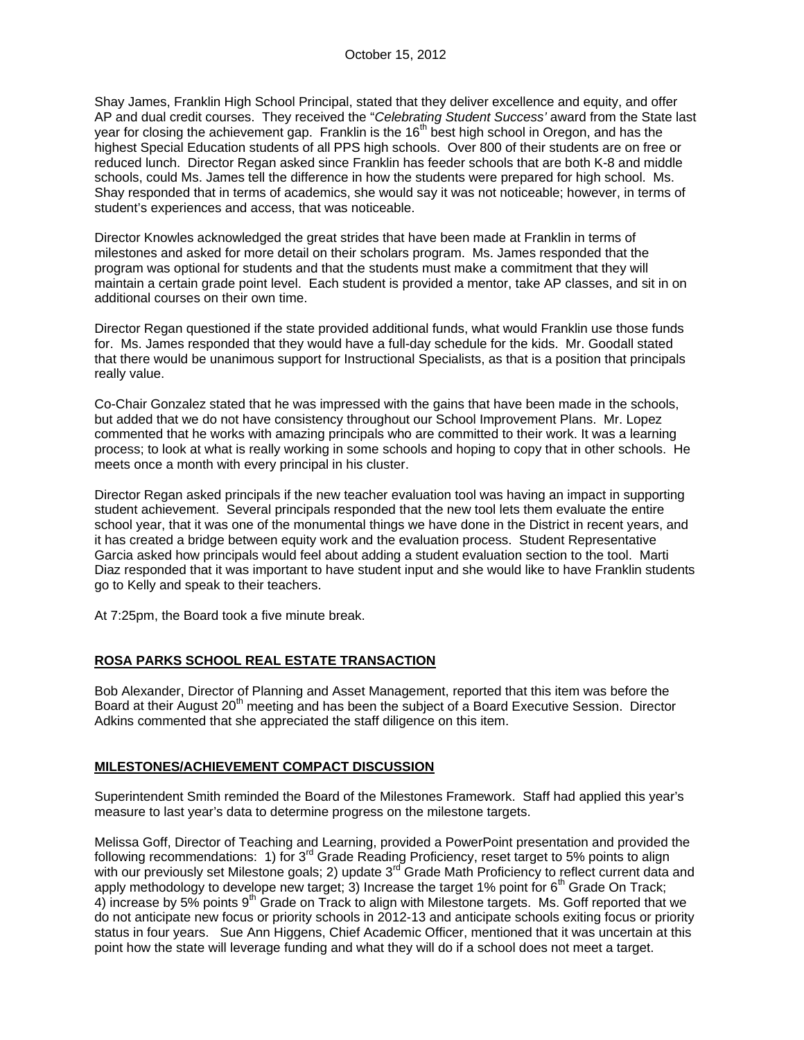Shay James, Franklin High School Principal, stated that they deliver excellence and equity, and offer AP and dual credit courses. They received the "*Celebrating Student Success'* award from the State last year for closing the achievement gap. Franklin is the 16th best high school in Oregon, and has the highest Special Education students of all PPS high schools. Over 800 of their students are on free or reduced lunch. Director Regan asked since Franklin has feeder schools that are both K-8 and middle schools, could Ms. James tell the difference in how the students were prepared for high school. Ms. Shay responded that in terms of academics, she would say it was not noticeable; however, in terms of student's experiences and access, that was noticeable.

Director Knowles acknowledged the great strides that have been made at Franklin in terms of milestones and asked for more detail on their scholars program. Ms. James responded that the program was optional for students and that the students must make a commitment that they will maintain a certain grade point level. Each student is provided a mentor, take AP classes, and sit in on additional courses on their own time.

Director Regan questioned if the state provided additional funds, what would Franklin use those funds for. Ms. James responded that they would have a full-day schedule for the kids. Mr. Goodall stated that there would be unanimous support for Instructional Specialists, as that is a position that principals really value.

Co-Chair Gonzalez stated that he was impressed with the gains that have been made in the schools, but added that we do not have consistency throughout our School Improvement Plans. Mr. Lopez commented that he works with amazing principals who are committed to their work. It was a learning process; to look at what is really working in some schools and hoping to copy that in other schools. He meets once a month with every principal in his cluster.

Director Regan asked principals if the new teacher evaluation tool was having an impact in supporting student achievement. Several principals responded that the new tool lets them evaluate the entire school year, that it was one of the monumental things we have done in the District in recent years, and it has created a bridge between equity work and the evaluation process. Student Representative Garcia asked how principals would feel about adding a student evaluation section to the tool. Marti Diaz responded that it was important to have student input and she would like to have Franklin students go to Kelly and speak to their teachers.

At 7:25pm, the Board took a five minute break.

## ROSA PARKS SCHOOL REAL ESTATE TRANSACTION

Bob Alexander, Director of Planning and Asset Management, reported that this item was before the Board at their August 20th meeting and has been the subject of a Board Executive Session. Director Adkins commented that she appreciated the staff diligence on this item.

## MILESTONES/ACHIEVEMENT COMPACT DISCUSSION

Superintendent Smith reminded the Board of the Milestones Framework. Staff had applied this year's measure to last year's data to determine progress on the milestone targets.

Melissa Goff, Director of Teaching and Learning, provided a PowerPoint presentation and provided the following recommendations: 1) for 3rd Grade Reading Proficiency, reset target to 5% points to align with our previously set Milestone goals; 2) update 3rd Grade Math Proficiency to reflect current data and apply methodology to develope new target; 3) Increase the target 1% point for 6th Grade On Track; 4) increase by 5% points 9th Grade on Track to align with Milestone targets. Ms. Goff reported that we do not anticipate new focus or priority schools in 2012-13 and anticipate schools exiting focus or priority status in four years. Sue Ann Higgens, Chief Academic Officer, mentioned that it was uncertain at this point how the state will leverage funding and what they will do if a school does not meet a target.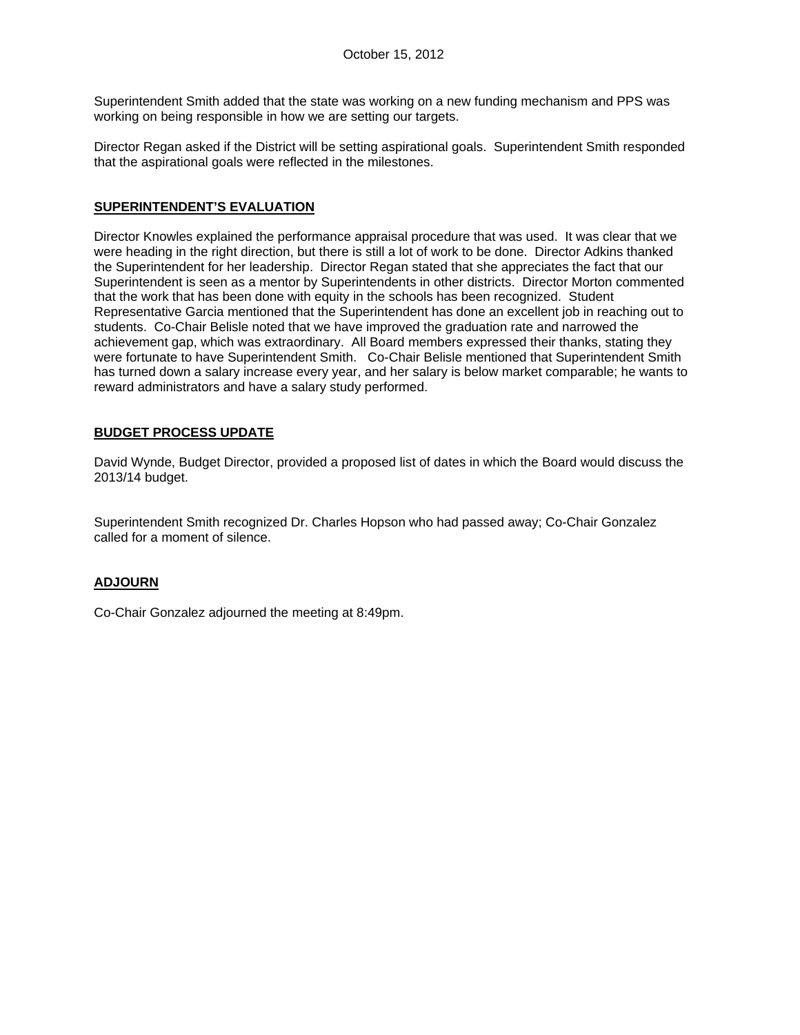Superintendent Smith added that the state was working on a new funding mechanism and PPS was working on being responsible in how we are setting our targets.

Director Regan asked if the District will be setting aspirational goals. Superintendent Smith responded that the aspirational goals were reflected in the milestones.

## SUPERINTENDENT'S EVALUATION

Director Knowles explained the performance appraisal procedure that was used. It was clear that we were heading in the right direction, but there is still a lot of work to be done. Director Adkins thanked the Superintendent for her leadership. Director Regan stated that she appreciates the fact that our Superintendent is seen as a mentor by Superintendents in other districts. Director Morton commented that the work that has been done with equity in the schools has been recognized. Student Representative Garcia mentioned that the Superintendent has done an excellent job in reaching out to students. Co-Chair Belisle noted that we have improved the graduation rate and narrowed the achievement gap, which was extraordinary. All Board members expressed their thanks, stating they were fortunate to have Superintendent Smith. Co-Chair Belisle mentioned that Superintendent Smith has turned down a salary increase every year, and her salary is below market comparable; he wants to reward administrators and have a salary study performed.

## BUDGET PROCESS UPDATE

David Wynde, Budget Director, provided a proposed list of dates in which the Board would discuss the 2013/14 budget.

Superintendent Smith recognized Dr. Charles Hopson who had passed away; Co-Chair Gonzalez called for a moment of silence.

## ADJOURN

Co-Chair Gonzalez adjourned the meeting at 8:49pm.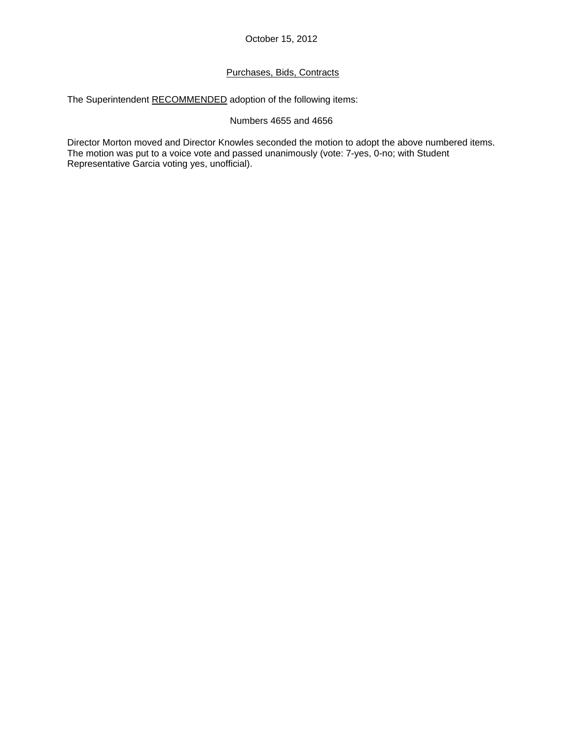October 15, 2012

Purchases, Bids, Contracts

The Superintendent RECOMMENDED adoption of the following items:

Numbers 4655 and 4656

Director Morton moved and Director Knowles seconded the motion to adopt the above numbered items. The motion was put to a voice vote and passed unanimously (vote: 7-yes, 0-no; with Student Representative Garcia voting yes, unofficial).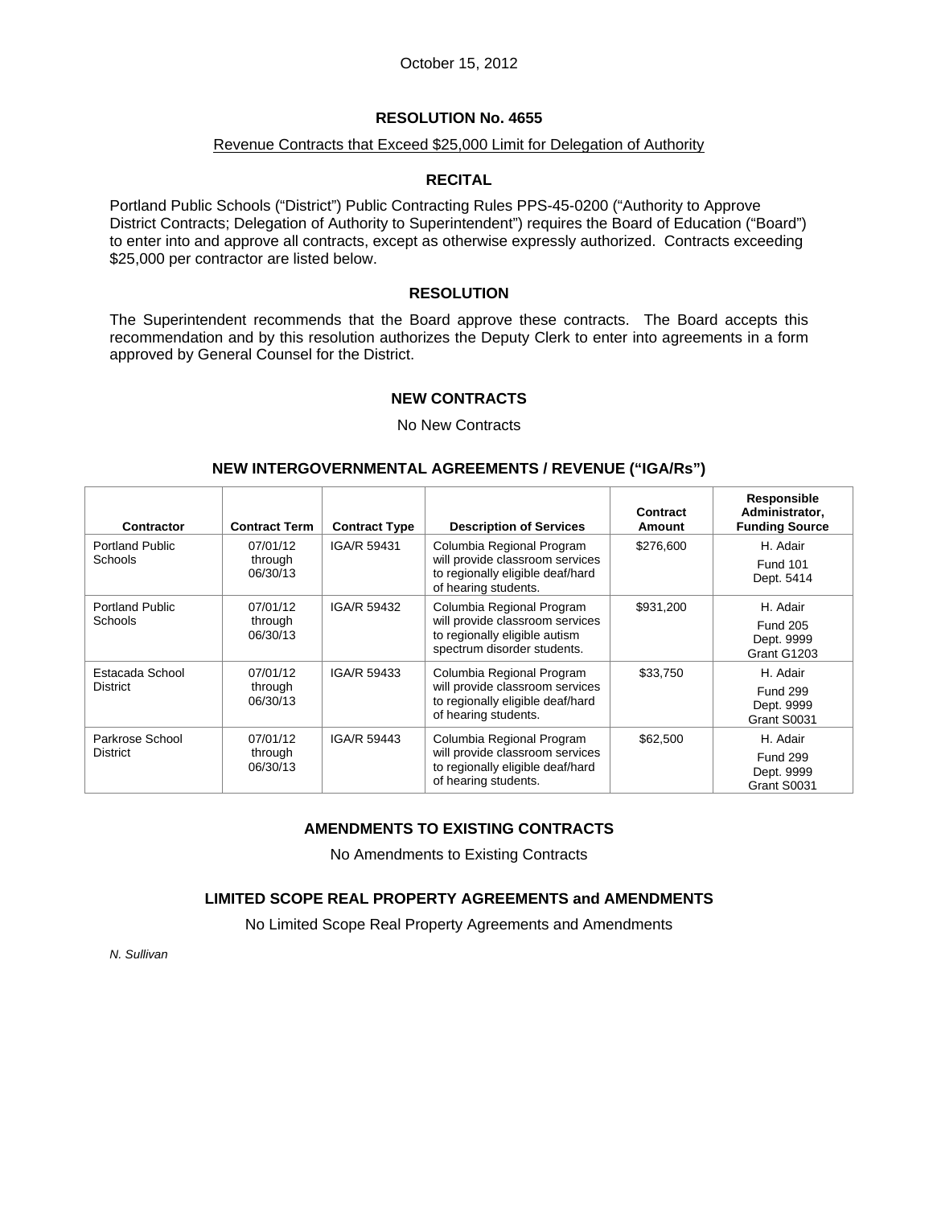October 15, 2012

# RESOLUTION No. 4655

Revenue Contracts that Exceed $25,000 Limit for Delegation of Authority

## RECITAL

Portland Public Schools ("District") Public Contracting Rules PPS-45-0200 ("Authority to Approve District Contracts; Delegation of Authority to Superintendent") requires the Board of Education ("Board") to enter into and approve all contracts, except as otherwise expressly authorized. Contracts exceeding $25,000 per contractor are listed below.

## RESOLUTION

The Superintendent recommends that the Board approve these contracts. The Board accepts this recommendation and by this resolution authorizes the Deputy Clerk to enter into agreements in a form approved by General Counsel for the District.

## NEW CONTRACTS

No New Contracts

## NEW INTERGOVERNMENTAL AGREEMENTS / REVENUE ("IGA/Rs")

| Contractor | Contract Term | Contract Type | Description of Services | Contract Amount | Responsible Administrator, Funding Source |
|---|---|---|---|---|---|
| Portland Public Schools | 07/01/12 through 06/30/13 | IGA/R 59431 | Columbia Regional Program will provide classroom services to regionally eligible deaf/hard of hearing students. | $276,600 | H. Adair<br>Fund 101<br>Dept. 5414 |
| Portland Public Schools | 07/01/12 through 06/30/13 | IGA/R 59432 | Columbia Regional Program will provide classroom services to regionally eligible autism spectrum disorder students. | $931,200 | H. Adair<br>Fund 205<br>Dept. 9999<br>Grant G1203 |
| Estacada School District | 07/01/12 through 06/30/13 | IGA/R 59433 | Columbia Regional Program will provide classroom services to regionally eligible deaf/hard of hearing students. | $33,750 | H. Adair<br>Fund 299<br>Dept. 9999<br>Grant S0031 |
| Parkrose School District | 07/01/12 through 06/30/13 | IGA/R 59443 | Columbia Regional Program will provide classroom services to regionally eligible deaf/hard of hearing students. | $62,500 | H. Adair<br>Fund 299<br>Dept. 9999<br>Grant S0031 |

## AMENDMENTS TO EXISTING CONTRACTS

No Amendments to Existing Contracts

## LIMITED SCOPE REAL PROPERTY AGREEMENTS and AMENDMENTS

No Limited Scope Real Property Agreements and Amendments

*N. Sullivan*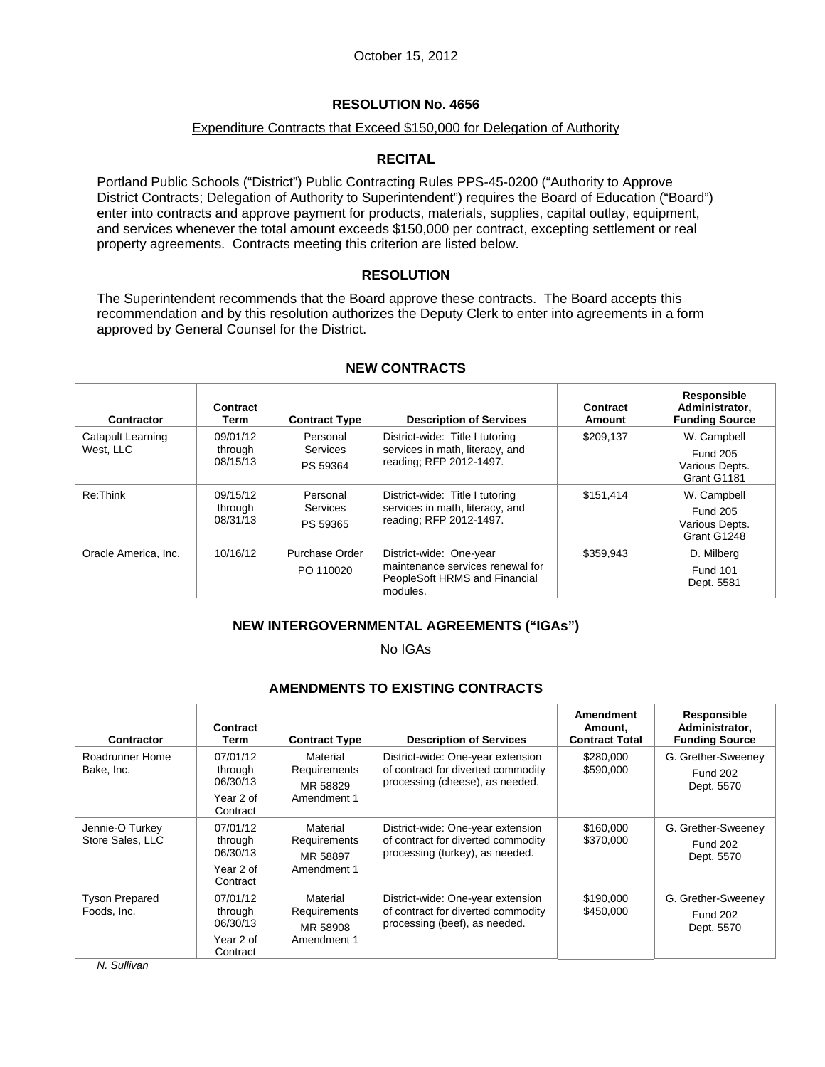October 15, 2012

## RESOLUTION No. 4656

Expenditure Contracts that Exceed $150,000 for Delegation of Authority

### RECITAL

Portland Public Schools ("District") Public Contracting Rules PPS-45-0200 ("Authority to Approve District Contracts; Delegation of Authority to Superintendent") requires the Board of Education ("Board") enter into contracts and approve payment for products, materials, supplies, capital outlay, equipment, and services whenever the total amount exceeds $150,000 per contract, excepting settlement or real property agreements. Contracts meeting this criterion are listed below.

### RESOLUTION

The Superintendent recommends that the Board approve these contracts. The Board accepts this recommendation and by this resolution authorizes the Deputy Clerk to enter into agreements in a form approved by General Counsel for the District.

### NEW CONTRACTS

| Contractor | Contract Term | Contract Type | Description of Services | Contract Amount | Responsible Administrator, Funding Source |
|---|---|---|---|---|---|
| Catapult Learning West, LLC | 09/01/12 through 08/15/13 | Personal Services PS 59364 | District-wide: Title I tutoring services in math, literacy, and reading; RFP 2012-1497. | $209,137 | W. Campbell Fund 205 Various Depts. Grant G1181 |
| Re:Think | 09/15/12 through 08/31/13 | Personal Services PS 59365 | District-wide: Title I tutoring services in math, literacy, and reading; RFP 2012-1497. | $151,414 | W. Campbell Fund 205 Various Depts. Grant G1248 |
| Oracle America, Inc. | 10/16/12 | Purchase Order PO 110020 | District-wide: One-year maintenance services renewal for PeopleSoft HRMS and Financial modules. | $359,943 | D. Milberg Fund 101 Dept. 5581 |

### NEW INTERGOVERNMENTAL AGREEMENTS ("IGAs")

No IGAs

### AMENDMENTS TO EXISTING CONTRACTS

| Contractor | Contract Term | Contract Type | Description of Services | Amendment Amount, Contract Total | Responsible Administrator, Funding Source |
|---|---|---|---|---|---|
| Roadrunner Home Bake, Inc. | 07/01/12 through 06/30/13 Year 2 of Contract | Material Requirements MR 58829 Amendment 1 | District-wide: One-year extension of contract for diverted commodity processing (cheese), as needed. | $280,000 $590,000 | G. Grether-Sweeney Fund 202 Dept. 5570 |
| Jennie-O Turkey Store Sales, LLC | 07/01/12 through 06/30/13 Year 2 of Contract | Material Requirements MR 58897 Amendment 1 | District-wide: One-year extension of contract for diverted commodity processing (turkey), as needed. | $160,000 $370,000 | G. Grether-Sweeney Fund 202 Dept. 5570 |
| Tyson Prepared Foods, Inc. | 07/01/12 through 06/30/13 Year 2 of Contract | Material Requirements MR 58908 Amendment 1 | District-wide: One-year extension of contract for diverted commodity processing (beef), as needed. | $190,000 $450,000 | G. Grether-Sweeney Fund 202 Dept. 5570 |

*N. Sullivan*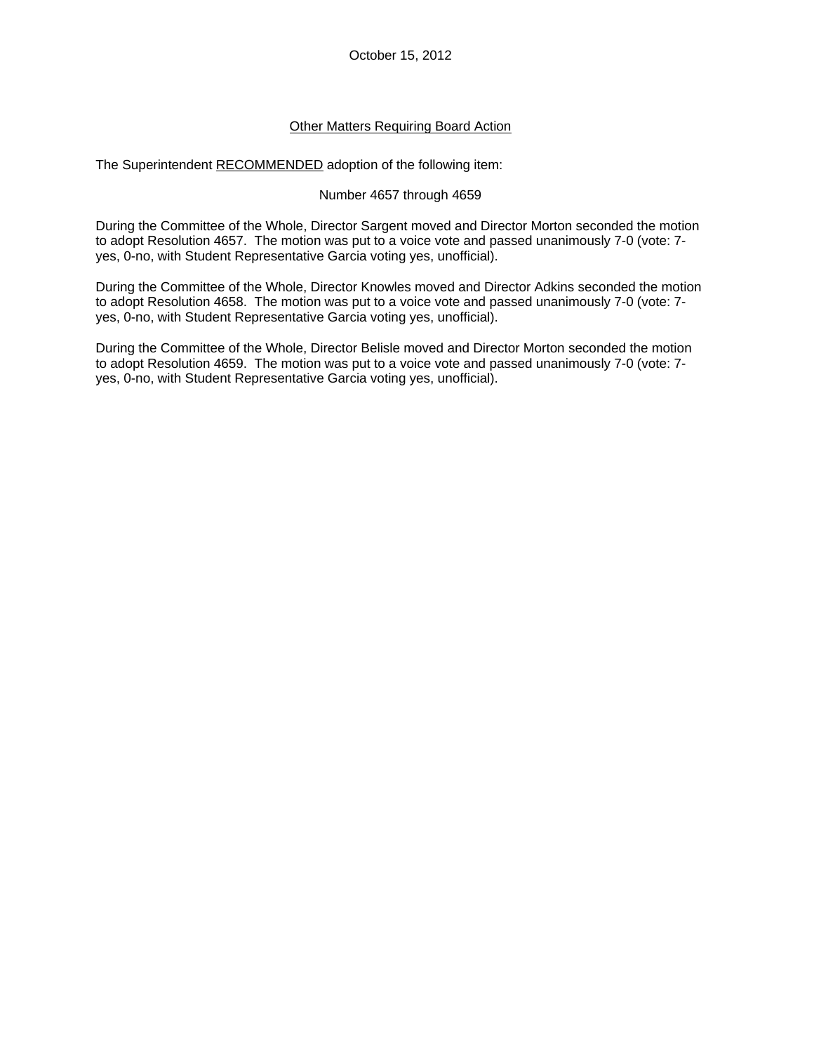October 15, 2012

## Other Matters Requiring Board Action

The Superintendent RECOMMENDED adoption of the following item:

Number 4657 through 4659

During the Committee of the Whole, Director Sargent moved and Director Morton seconded the motion to adopt Resolution 4657. The motion was put to a voice vote and passed unanimously 7-0 (vote: 7-yes, 0-no, with Student Representative Garcia voting yes, unofficial).

During the Committee of the Whole, Director Knowles moved and Director Adkins seconded the motion to adopt Resolution 4658. The motion was put to a voice vote and passed unanimously 7-0 (vote: 7-yes, 0-no, with Student Representative Garcia voting yes, unofficial).

During the Committee of the Whole, Director Belisle moved and Director Morton seconded the motion to adopt Resolution 4659. The motion was put to a voice vote and passed unanimously 7-0 (vote: 7-yes, 0-no, with Student Representative Garcia voting yes, unofficial).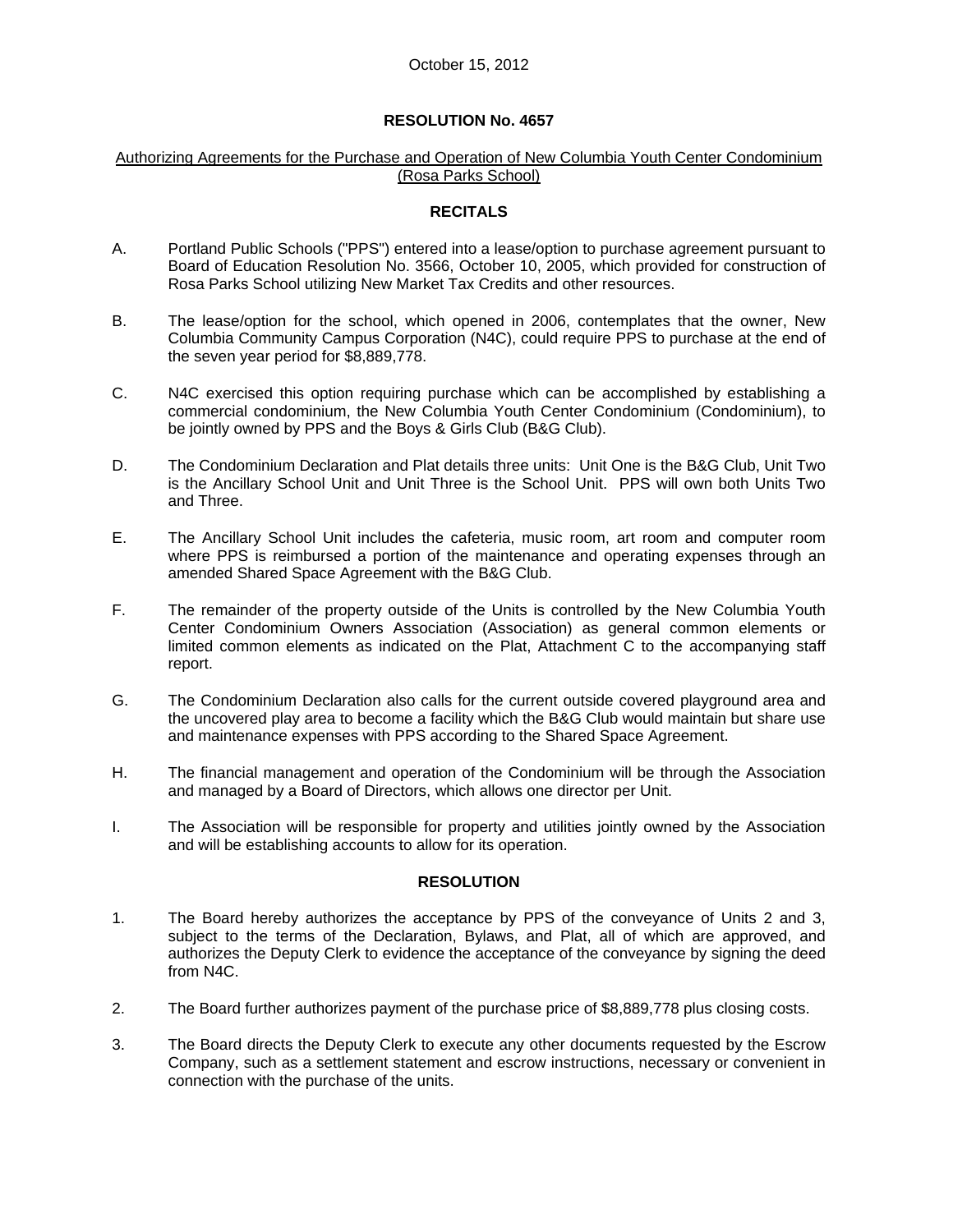October 15, 2012

# RESOLUTION No. 4657

Authorizing Agreements for the Purchase and Operation of New Columbia Youth Center Condominium (Rosa Parks School)

## RECITALS

A. Portland Public Schools ("PPS") entered into a lease/option to purchase agreement pursuant to Board of Education Resolution No. 3566, October 10, 2005, which provided for construction of Rosa Parks School utilizing New Market Tax Credits and other resources.

B. The lease/option for the school, which opened in 2006, contemplates that the owner, New Columbia Community Campus Corporation (N4C), could require PPS to purchase at the end of the seven year period for $8,889,778.

C. N4C exercised this option requiring purchase which can be accomplished by establishing a commercial condominium, the New Columbia Youth Center Condominium (Condominium), to be jointly owned by PPS and the Boys & Girls Club (B&G Club).

D. The Condominium Declaration and Plat details three units: Unit One is the B&G Club, Unit Two is the Ancillary School Unit and Unit Three is the School Unit. PPS will own both Units Two and Three.

E. The Ancillary School Unit includes the cafeteria, music room, art room and computer room where PPS is reimbursed a portion of the maintenance and operating expenses through an amended Shared Space Agreement with the B&G Club.

F. The remainder of the property outside of the Units is controlled by the New Columbia Youth Center Condominium Owners Association (Association) as general common elements or limited common elements as indicated on the Plat, Attachment C to the accompanying staff report.

G. The Condominium Declaration also calls for the current outside covered playground area and the uncovered play area to become a facility which the B&G Club would maintain but share use and maintenance expenses with PPS according to the Shared Space Agreement.

H. The financial management and operation of the Condominium will be through the Association and managed by a Board of Directors, which allows one director per Unit.

I. The Association will be responsible for property and utilities jointly owned by the Association and will be establishing accounts to allow for its operation.

## RESOLUTION

1. The Board hereby authorizes the acceptance by PPS of the conveyance of Units 2 and 3, subject to the terms of the Declaration, Bylaws, and Plat, all of which are approved, and authorizes the Deputy Clerk to evidence the acceptance of the conveyance by signing the deed from N4C.

2. The Board further authorizes payment of the purchase price of $8,889,778 plus closing costs.

3. The Board directs the Deputy Clerk to execute any other documents requested by the Escrow Company, such as a settlement statement and escrow instructions, necessary or convenient in connection with the purchase of the units.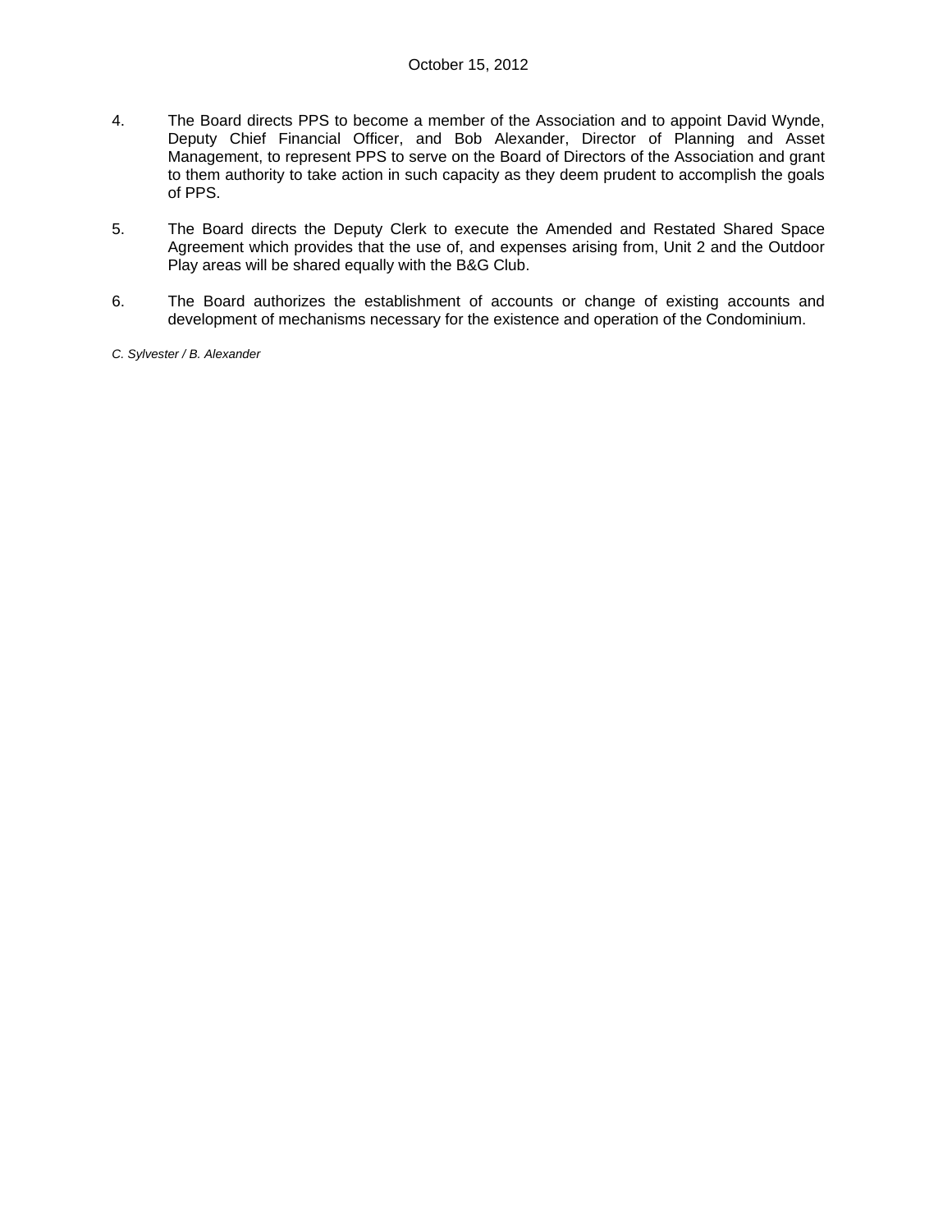4. The Board directs PPS to become a member of the Association and to appoint David Wynde, Deputy Chief Financial Officer, and Bob Alexander, Director of Planning and Asset Management, to represent PPS to serve on the Board of Directors of the Association and grant to them authority to take action in such capacity as they deem prudent to accomplish the goals of PPS.

5. The Board directs the Deputy Clerk to execute the Amended and Restated Shared Space Agreement which provides that the use of, and expenses arising from, Unit 2 and the Outdoor Play areas will be shared equally with the B&G Club.

6. The Board authorizes the establishment of accounts or change of existing accounts and development of mechanisms necessary for the existence and operation of the Condominium.

*C. Sylvester / B. Alexander*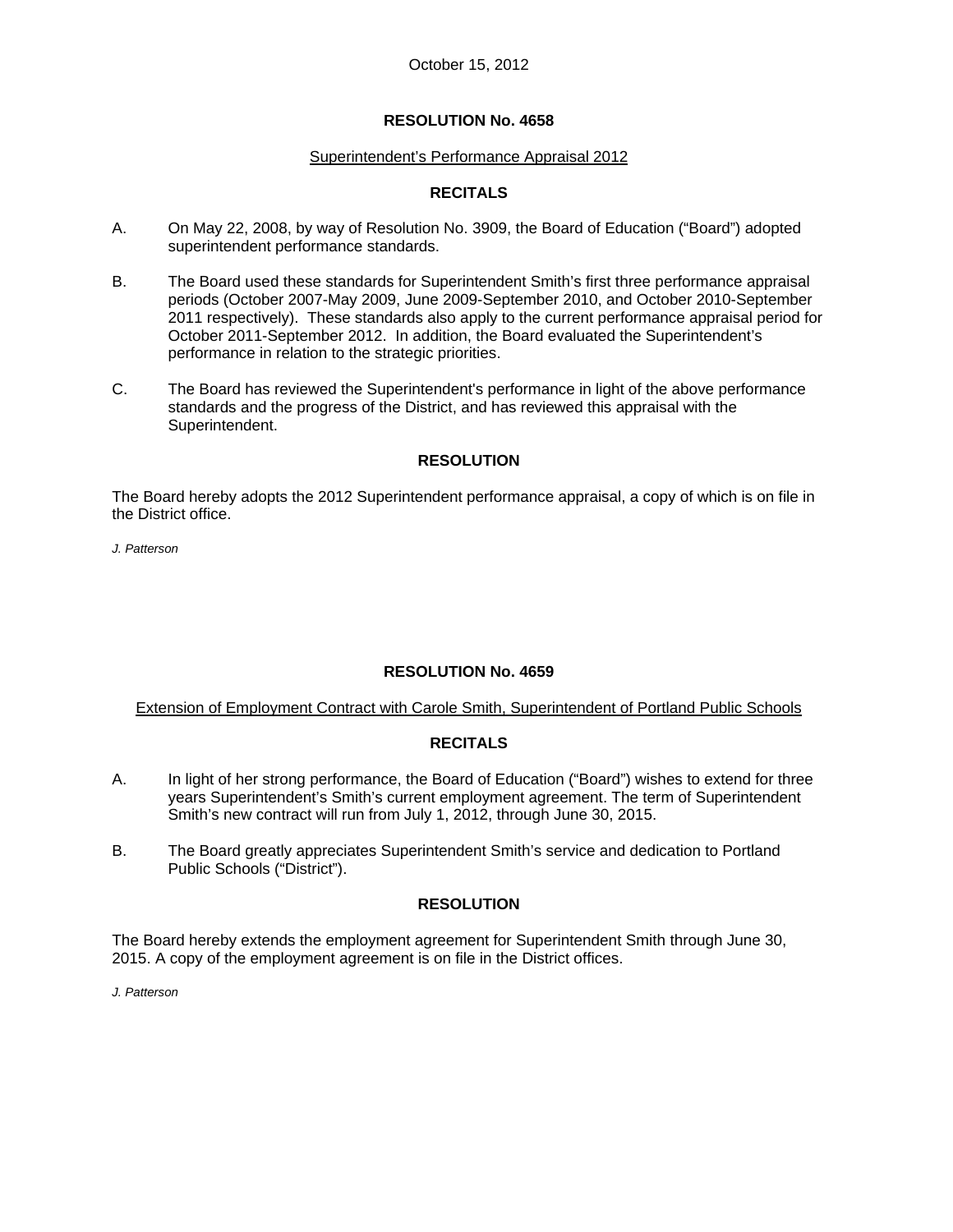October 15, 2012

## RESOLUTION No. 4658

Superintendent's Performance Appraisal 2012

### RECITALS

A. On May 22, 2008, by way of Resolution No. 3909, the Board of Education ("Board") adopted superintendent performance standards.

B. The Board used these standards for Superintendent Smith's first three performance appraisal periods (October 2007-May 2009, June 2009-September 2010, and October 2010-September 2011 respectively). These standards also apply to the current performance appraisal period for October 2011-September 2012. In addition, the Board evaluated the Superintendent's performance in relation to the strategic priorities.

C. The Board has reviewed the Superintendent's performance in light of the above performance standards and the progress of the District, and has reviewed this appraisal with the Superintendent.

### RESOLUTION

The Board hereby adopts the 2012 Superintendent performance appraisal, a copy of which is on file in the District office.

*J. Patterson*

## RESOLUTION No. 4659

Extension of Employment Contract with Carole Smith, Superintendent of Portland Public Schools

### RECITALS

A. In light of her strong performance, the Board of Education ("Board") wishes to extend for three years Superintendent's Smith's current employment agreement. The term of Superintendent Smith's new contract will run from July 1, 2012, through June 30, 2015.

B. The Board greatly appreciates Superintendent Smith's service and dedication to Portland Public Schools ("District").

### RESOLUTION

The Board hereby extends the employment agreement for Superintendent Smith through June 30, 2015. A copy of the employment agreement is on file in the District offices.

*J. Patterson*